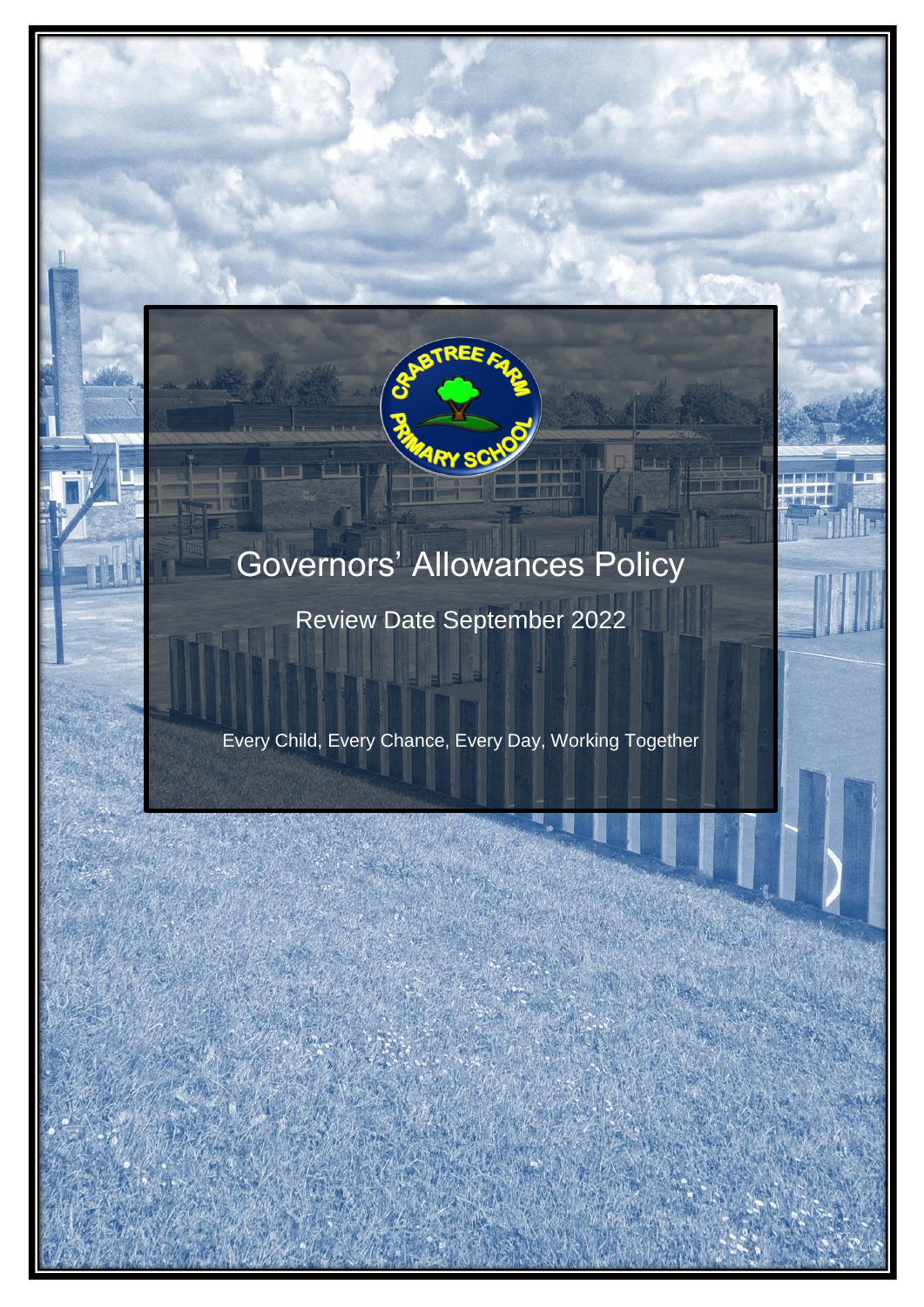# Governors' Allowances Policy

Review Date September 2022

Every Child, Every Chance, Every Day, Working Together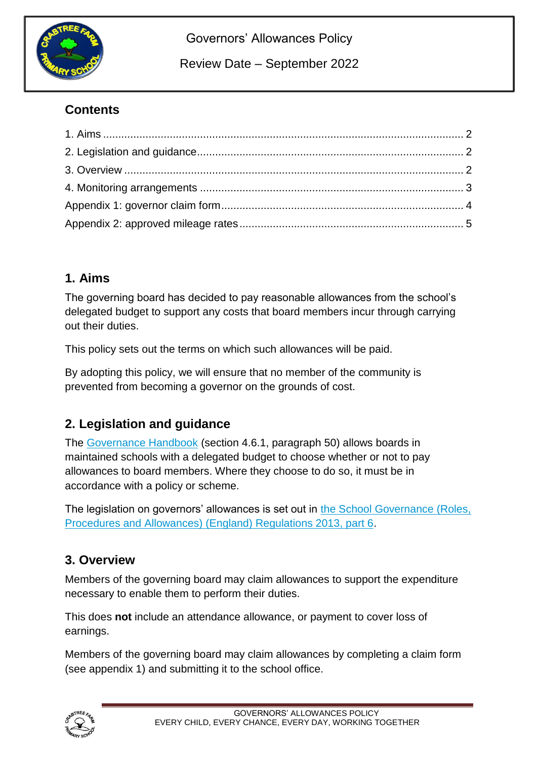Governors' Allowances Policy

Review Date – September 2022

## Contents

1. Aims ........................................................................................................ 2
2. Legislation and guidance ......................................................................... 2
3. Overview ................................................................................................. 2
4. Monitoring arrangements ......................................................................... 3

Appendix 1: governor claim form ................................................................. 4

Appendix 2: approved mileage rates ............................................................. 5

## 1. Aims

The governing board has decided to pay reasonable allowances from the school's delegated budget to support any costs that board members incur through carrying out their duties.

This policy sets out the terms on which such allowances will be paid.

By adopting this policy, we will ensure that no member of the community is prevented from becoming a governor on the grounds of cost.

## 2. Legislation and guidance

The Governance Handbook (section 4.6.1, paragraph 50) allows boards in maintained schools with a delegated budget to choose whether or not to pay allowances to board members. Where they choose to do so, it must be in accordance with a policy or scheme.

The legislation on governors' allowances is set out in the School Governance (Roles, Procedures and Allowances) (England) Regulations 2013, part 6.

## 3. Overview

Members of the governing board may claim allowances to support the expenditure necessary to enable them to perform their duties.

This does **not** include an attendance allowance, or payment to cover loss of earnings.

Members of the governing board may claim allowances by completing a claim form (see appendix 1) and submitting it to the school office.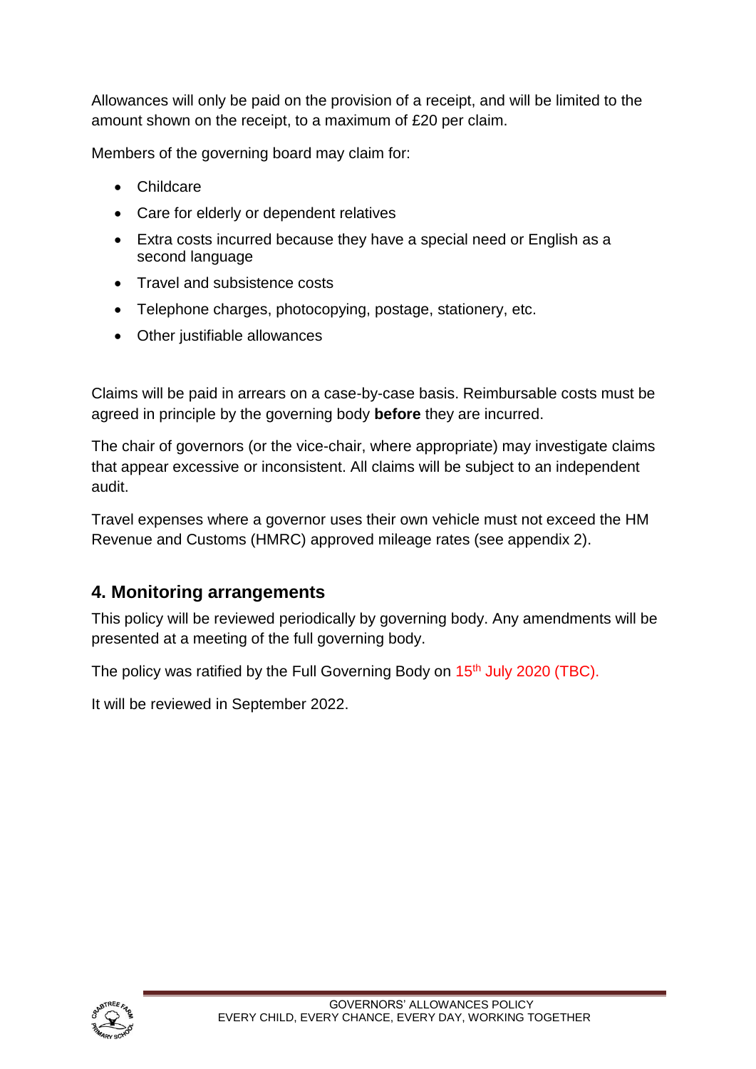Allowances will only be paid on the provision of a receipt, and will be limited to the amount shown on the receipt, to a maximum of £20 per claim.

Members of the governing board may claim for:

- Childcare
- Care for elderly or dependent relatives
- Extra costs incurred because they have a special need or English as a second language
- Travel and subsistence costs
- Telephone charges, photocopying, postage, stationery, etc.
- Other justifiable allowances

Claims will be paid in arrears on a case-by-case basis. Reimbursable costs must be agreed in principle by the governing body **before** they are incurred.

The chair of governors (or the vice-chair, where appropriate) may investigate claims that appear excessive or inconsistent. All claims will be subject to an independent audit.

Travel expenses where a governor uses their own vehicle must not exceed the HM Revenue and Customs (HMRC) approved mileage rates (see appendix 2).

## 4. Monitoring arrangements

This policy will be reviewed periodically by governing body. Any amendments will be presented at a meeting of the full governing body.

The policy was ratified by the Full Governing Body on 15th July 2020 (TBC).

It will be reviewed in September 2022.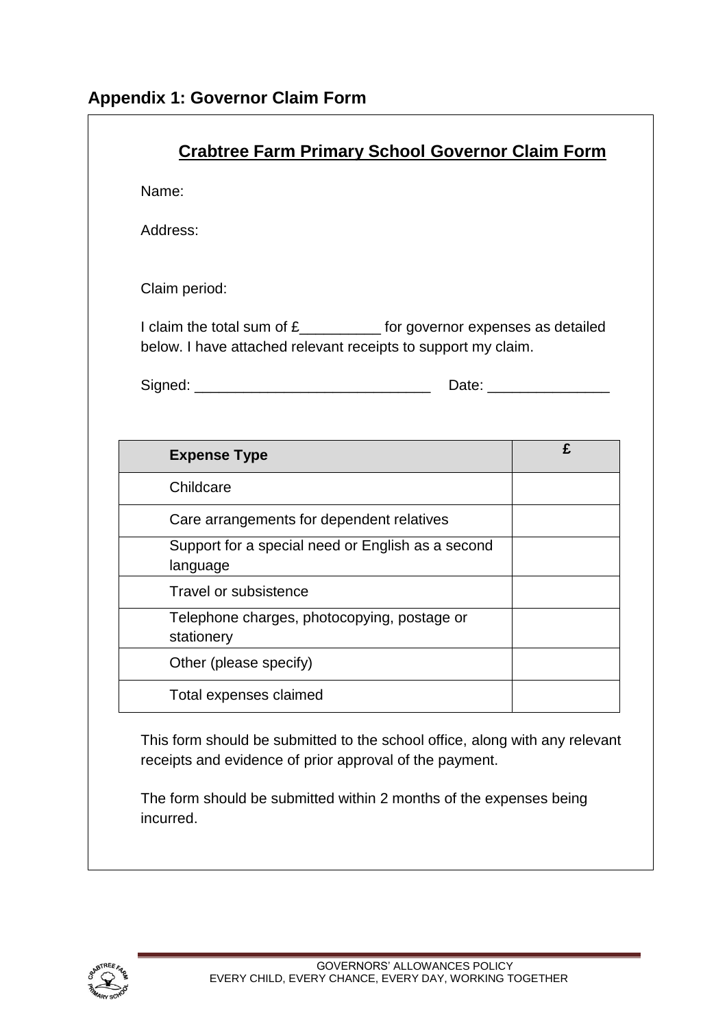## Appendix 1: Governor Claim Form

### Crabtree Farm Primary School Governor Claim Form

Name:

Address:

Claim period:

I claim the total sum of £__________ for governor expenses as detailed below. I have attached relevant receipts to support my claim.

Signed: _____________________________ Date: _______________

| Expense Type | £ |
|---|---|
| Childcare | |
| Care arrangements for dependent relatives | |
| Support for a special need or English as a second language | |
| Travel or subsistence | |
| Telephone charges, photocopying, postage or stationery | |
| Other (please specify) | |
| Total expenses claimed | |

This form should be submitted to the school office, along with any relevant receipts and evidence of prior approval of the payment.

The form should be submitted within 2 months of the expenses being incurred.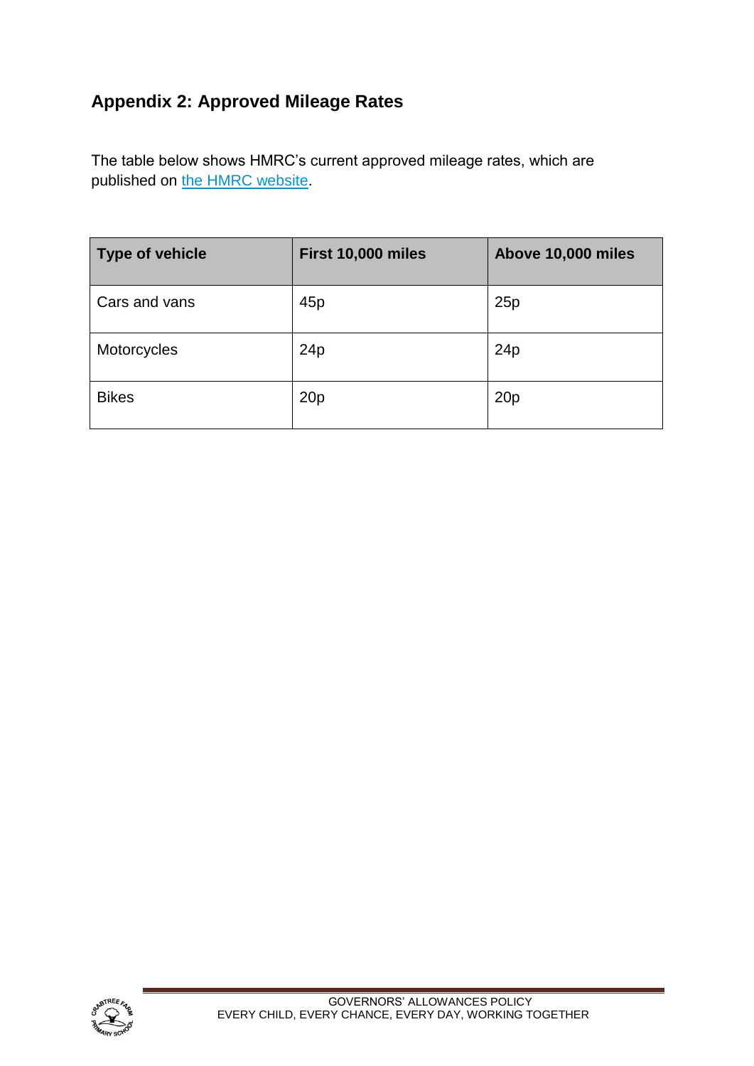## Appendix 2: Approved Mileage Rates

The table below shows HMRC's current approved mileage rates, which are published on the HMRC website.

| Type of vehicle | First 10,000 miles | Above 10,000 miles |
|---|---|---|
| Cars and vans | 45p | 25p |
| Motorcycles | 24p | 24p |
| Bikes | 20p | 20p |